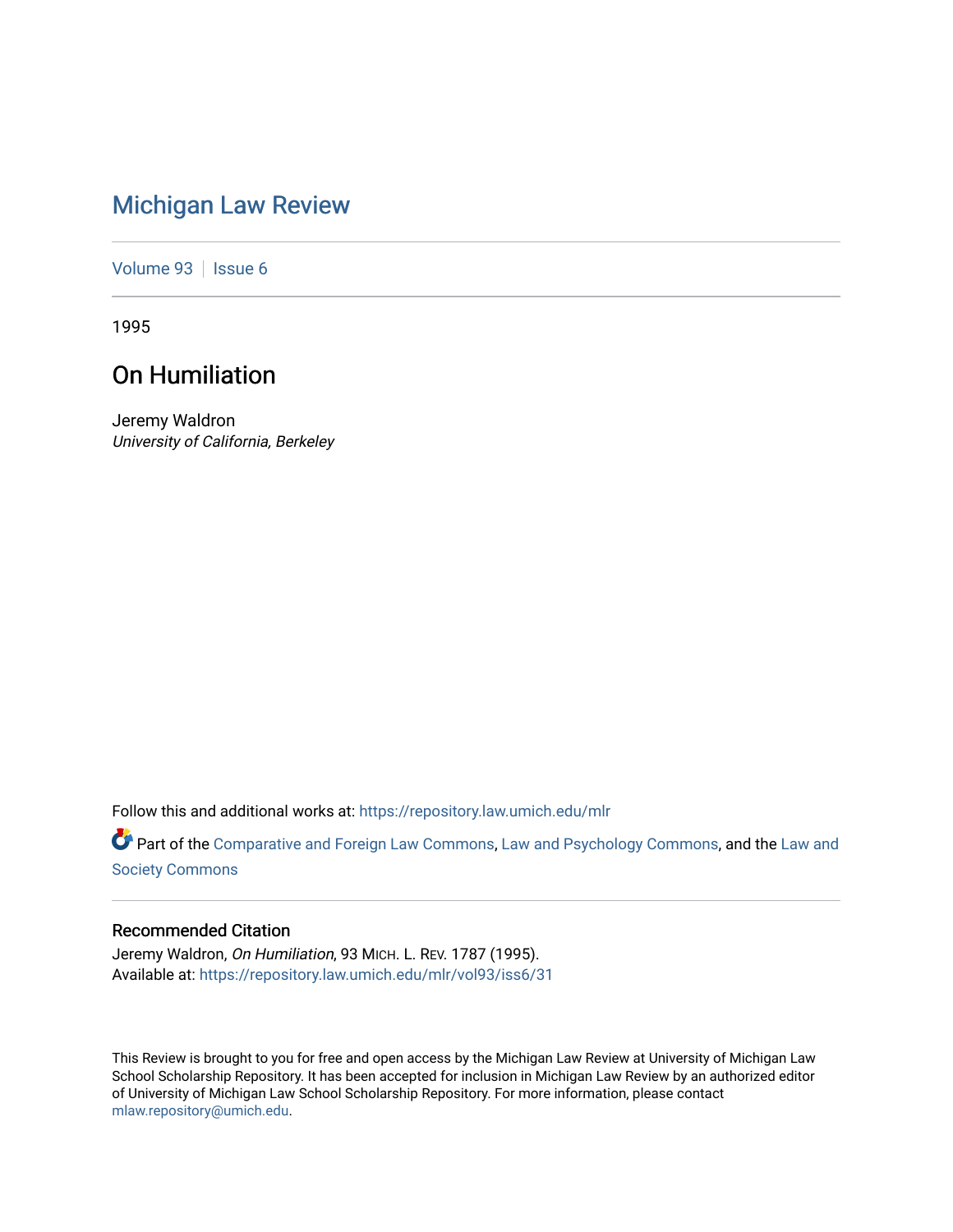# Michigan Law Review

Volume 93 | Issue 6

1995

## On Humiliation

Jeremy Waldron
*University of California, Berkeley*

Follow this and additional works at: https://repository.law.umich.edu/mlr

Part of the Comparative and Foreign Law Commons, Law and Psychology Commons, and the Law and Society Commons

### Recommended Citation

Jeremy Waldron, *On Humiliation*, 93 MICH. L. REV. 1787 (1995).
Available at: https://repository.law.umich.edu/mlr/vol93/iss6/31

This Review is brought to you for free and open access by the Michigan Law Review at University of Michigan Law School Scholarship Repository. It has been accepted for inclusion in Michigan Law Review by an authorized editor of University of Michigan Law School Scholarship Repository. For more information, please contact mlaw.repository@umich.edu.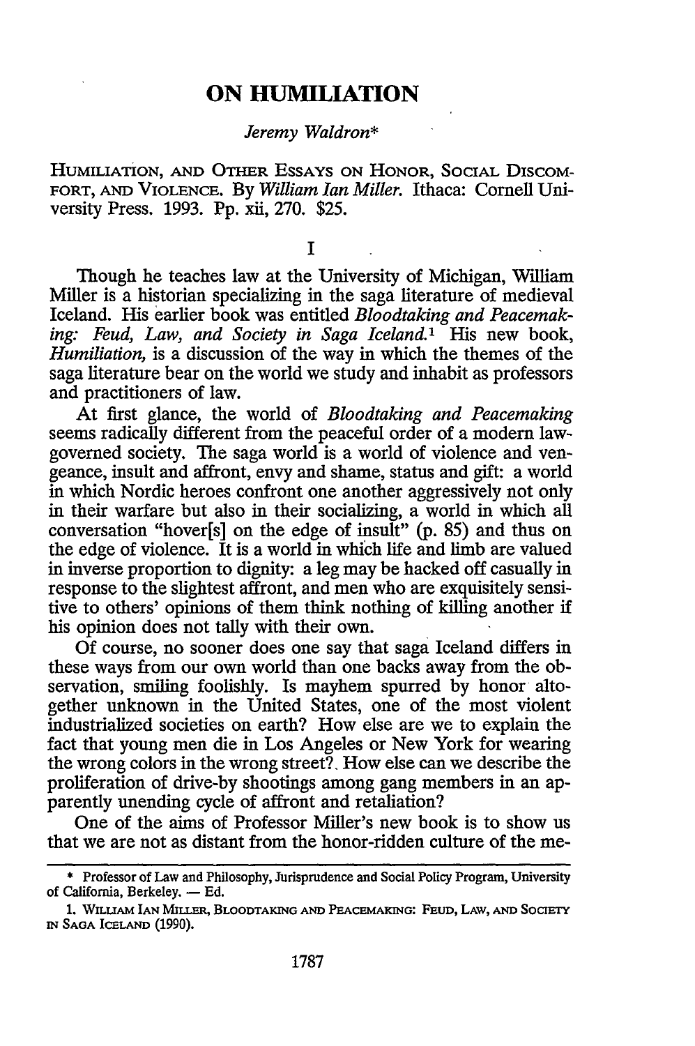# ON HUMILIATION

*Jeremy Waldron*[*]

HUMILIATION, AND OTHER ESSAYS ON HONOR, SOCIAL DISCOMFORT, AND VIOLENCE. By *William Ian Miller*. Ithaca: Cornell University Press. 1993. Pp. xii, 270. $25.

## I

Though he teaches law at the University of Michigan, William Miller is a historian specializing in the saga literature of medieval Iceland. His earlier book was entitled *Bloodtaking and Peacemaking: Feud, Law, and Society in Saga Iceland*.[1] His new book, *Humiliation*, is a discussion of the way in which the themes of the saga literature bear on the world we study and inhabit as professors and practitioners of law.

At first glance, the world of *Bloodtaking and Peacemaking* seems radically different from the peaceful order of a modern law-governed society. The saga world is a world of violence and vengeance, insult and affront, envy and shame, status and gift: a world in which Nordic heroes confront one another aggressively not only in their warfare but also in their socializing, a world in which all conversation "hover[s] on the edge of insult" (p. 85) and thus on the edge of violence. It is a world in which life and limb are valued in inverse proportion to dignity: a leg may be hacked off casually in response to the slightest affront, and men who are exquisitely sensitive to others' opinions of them think nothing of killing another if his opinion does not tally with their own.

Of course, no sooner does one say that saga Iceland differs in these ways from our own world than one backs away from the observation, smiling foolishly. Is mayhem spurred by honor altogether unknown in the United States, one of the most violent industrialized societies on earth? How else are we to explain the fact that young men die in Los Angeles or New York for wearing the wrong colors in the wrong street? How else can we describe the proliferation of drive-by shootings among gang members in an apparently unending cycle of affront and retaliation?

One of the aims of Professor Miller's new book is to show us that we are not as distant from the honor-ridden culture of the me-

---

[*] Professor of Law and Philosophy, Jurisprudence and Social Policy Program, University of California, Berkeley. — Ed.

1. WILLIAM IAN MILLER, BLOODTAKING AND PEACEMAKING: FEUD, LAW, AND SOCIETY IN SAGA ICELAND (1990).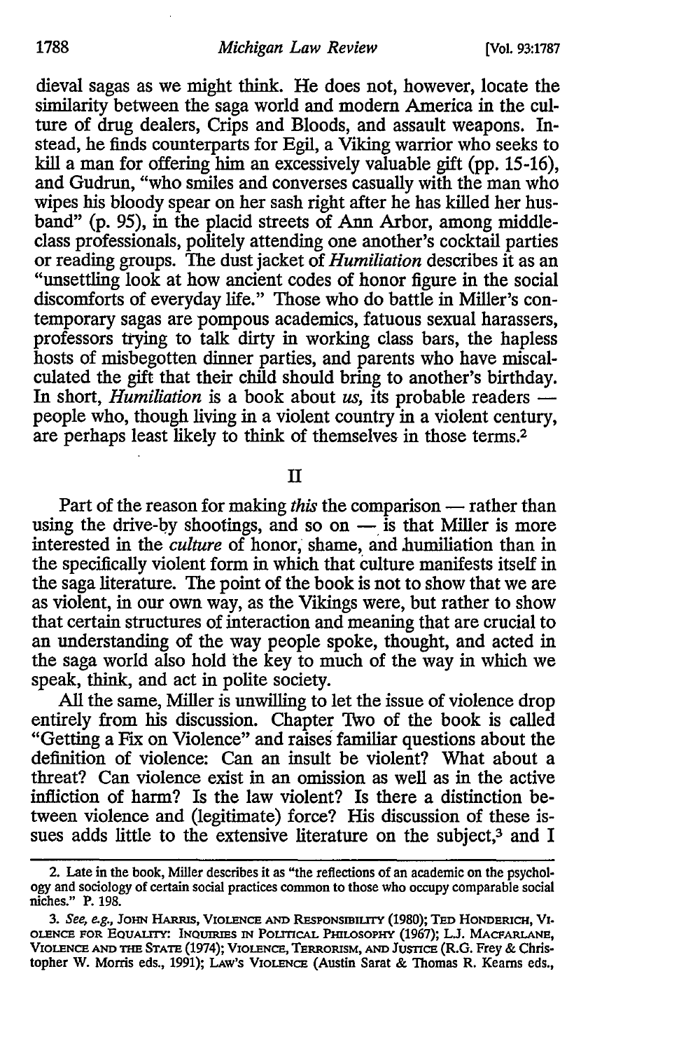dieval sagas as we might think. He does not, however, locate the similarity between the saga world and modern America in the culture of drug dealers, Crips and Bloods, and assault weapons. Instead, he finds counterparts for Egil, a Viking warrior who seeks to kill a man for offering him an excessively valuable gift (pp. 15-16), and Gudrun, "who smiles and converses casually with the man who wipes his bloody spear on her sash right after he has killed her husband" (p. 95), in the placid streets of Ann Arbor, among middle-class professionals, politely attending one another's cocktail parties or reading groups. The dust jacket of *Humiliation* describes it as an "unsettling look at how ancient codes of honor figure in the social discomforts of everyday life." Those who do battle in Miller's contemporary sagas are pompous academics, fatuous sexual harassers, professors trying to talk dirty in working class bars, the hapless hosts of misbegotten dinner parties, and parents who have miscalculated the gift that their child should bring to another's birthday. In short, *Humiliation* is a book about *us*, its probable readers — people who, though living in a violent country in a violent century, are perhaps least likely to think of themselves in those terms.[2]

## II

Part of the reason for making *this* the comparison — rather than using the drive-by shootings, and so on — is that Miller is more interested in the *culture* of honor, shame, and humiliation than in the specifically violent form in which that culture manifests itself in the saga literature. The point of the book is not to show that we are as violent, in our own way, as the Vikings were, but rather to show that certain structures of interaction and meaning that are crucial to an understanding of the way people spoke, thought, and acted in the saga world also hold the key to much of the way in which we speak, think, and act in polite society.

All the same, Miller is unwilling to let the issue of violence drop entirely from his discussion. Chapter Two of the book is called "Getting a Fix on Violence" and raises familiar questions about the definition of violence: Can an insult be violent? What about a threat? Can violence exist in an omission as well as in the active infliction of harm? Is the law violent? Is there a distinction between violence and (legitimate) force? His discussion of these issues adds little to the extensive literature on the subject,[3] and I

---

2. Late in the book, Miller describes it as "the reflections of an academic on the psychology and sociology of certain social practices common to those who occupy comparable social niches." P. 198.

3. *See, e.g.*, John Harris, Violence and Responsibility (1980); Ted Honderich, Violence for Equality: Inquiries in Political Philosophy (1967); L.J. Macfarlane, Violence and the State (1974); Violence, Terrorism, and Justice (R.G. Frey & Christopher W. Morris eds., 1991); Law's Violence (Austin Sarat & Thomas R. Kearns eds.,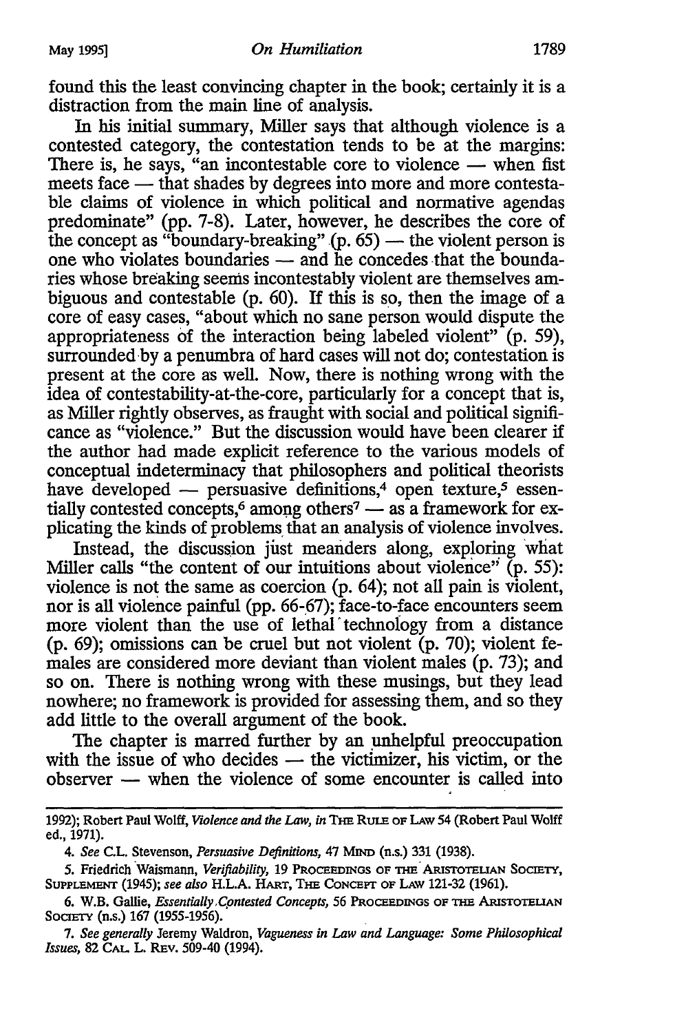found this the least convincing chapter in the book; certainly it is a distraction from the main line of analysis.

In his initial summary, Miller says that although violence is a contested category, the contestation tends to be at the margins: There is, he says, "an incontestable core to violence — when fist meets face — that shades by degrees into more and more contestable claims of violence in which political and normative agendas predominate" (pp. 7-8). Later, however, he describes the core of the concept as "boundary-breaking" (p. 65) — the violent person is one who violates boundaries — and he concedes that the boundaries whose breaking seems incontestably violent are themselves ambiguous and contestable (p. 60). If this is so, then the image of a core of easy cases, "about which no sane person would dispute the appropriateness of the interaction being labeled violent" (p. 59), surrounded by a penumbra of hard cases will not do; contestation is present at the core as well. Now, there is nothing wrong with the idea of contestability-at-the-core, particularly for a concept that is, as Miller rightly observes, as fraught with social and political significance as "violence." But the discussion would have been clearer if the author had made explicit reference to the various models of conceptual indeterminacy that philosophers and political theorists have developed — persuasive definitions,[4] open texture,[5] essentially contested concepts,[6] among others[7] — as a framework for explicating the kinds of problems that an analysis of violence involves.

Instead, the discussion just meanders along, exploring what Miller calls "the content of our intuitions about violence" (p. 55): violence is not the same as coercion (p. 64); not all pain is violent, nor is all violence painful (pp. 66-67); face-to-face encounters seem more violent than the use of lethal technology from a distance (p. 69); omissions can be cruel but not violent (p. 70); violent females are considered more deviant than violent males (p. 73); and so on. There is nothing wrong with these musings, but they lead nowhere; no framework is provided for assessing them, and so they add little to the overall argument of the book.

The chapter is marred further by an unhelpful preoccupation with the issue of who decides — the victimizer, his victim, or the observer — when the violence of some encounter is called into

---

1992); Robert Paul Wolff, *Violence and the Law*, *in* THE RULE OF LAW 54 (Robert Paul Wolff ed., 1971).

4. *See* C.L. Stevenson, *Persuasive Definitions*, 47 MIND (n.s.) 331 (1938).

5. Friedrich Waismann, *Verifiability*, 19 PROCEEDINGS OF THE ARISTOTELIAN SOCIETY, SUPPLEMENT (1945); *see also* H.L.A. HART, THE CONCEPT OF LAW 121-32 (1961).

6. W.B. Gallie, *Essentially Contested Concepts*, 56 PROCEEDINGS OF THE ARISTOTELIAN SOCIETY (n.s.) 167 (1955-1956).

7. *See generally* Jeremy Waldron, *Vagueness in Law and Language: Some Philosophical Issues*, 82 CAL. L. REV. 509-40 (1994).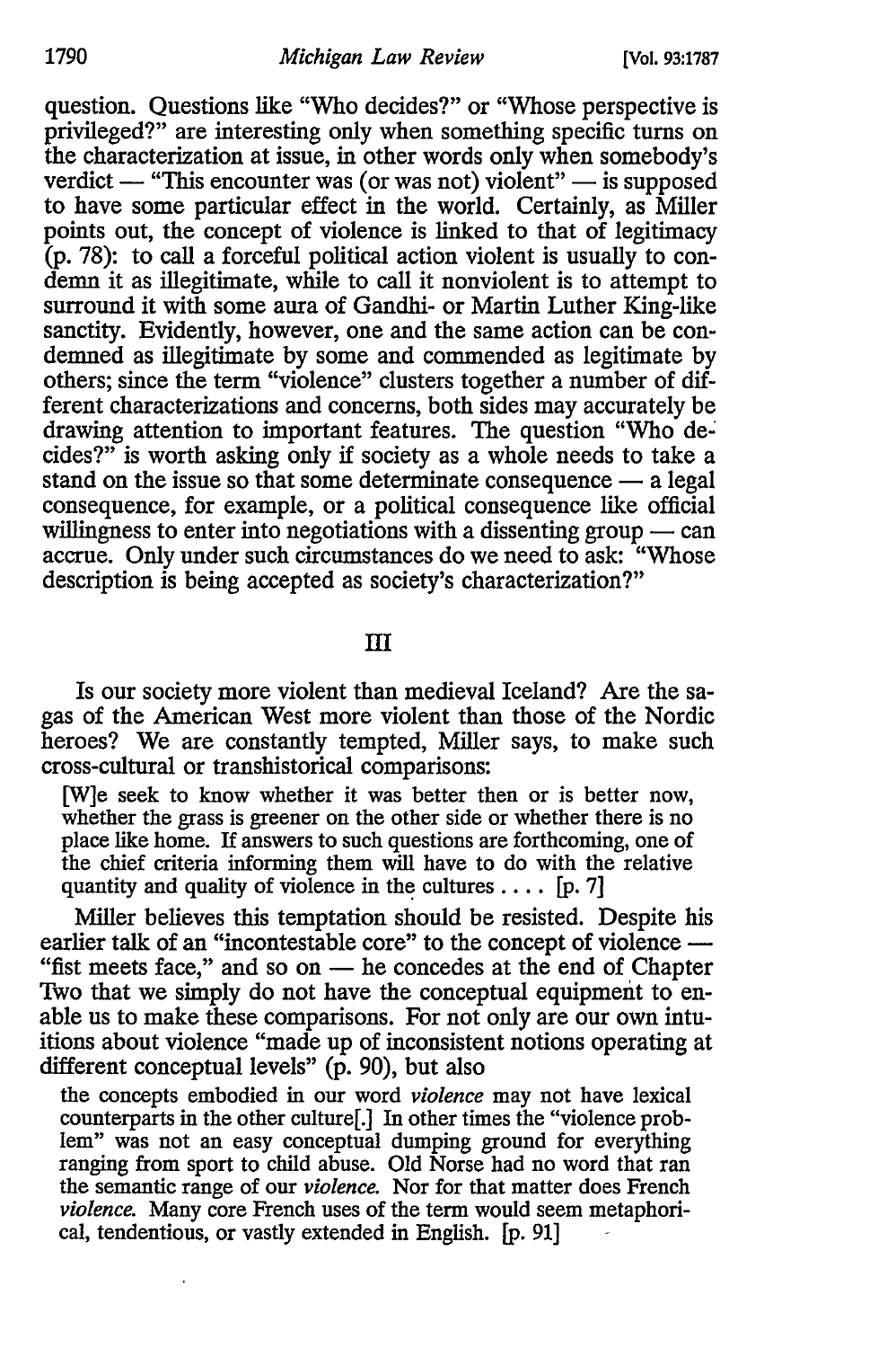question. Questions like "Who decides?" or "Whose perspective is privileged?" are interesting only when something specific turns on the characterization at issue, in other words only when somebody's verdict — "This encounter was (or was not) violent" — is supposed to have some particular effect in the world. Certainly, as Miller points out, the concept of violence is linked to that of legitimacy (p. 78): to call a forceful political action violent is usually to condemn it as illegitimate, while to call it nonviolent is to attempt to surround it with some aura of Gandhi- or Martin Luther King-like sanctity. Evidently, however, one and the same action can be condemned as illegitimate by some and commended as legitimate by others; since the term "violence" clusters together a number of different characterizations and concerns, both sides may accurately be drawing attention to important features. The question "Who decides?" is worth asking only if society as a whole needs to take a stand on the issue so that some determinate consequence — a legal consequence, for example, or a political consequence like official willingness to enter into negotiations with a dissenting group — can accrue. Only under such circumstances do we need to ask: "Whose description is being accepted as society's characterization?"

## III

Is our society more violent than medieval Iceland? Are the sagas of the American West more violent than those of the Nordic heroes? We are constantly tempted, Miller says, to make such cross-cultural or transhistorical comparisons:

> [W]e seek to know whether it was better then or is better now, whether the grass is greener on the other side or whether there is no place like home. If answers to such questions are forthcoming, one of the chief criteria informing them will have to do with the relative quantity and quality of violence in the cultures .... [p. 7]

Miller believes this temptation should be resisted. Despite his earlier talk of an "incontestable core" to the concept of violence — "fist meets face," and so on — he concedes at the end of Chapter Two that we simply do not have the conceptual equipment to enable us to make these comparisons. For not only are our own intuitions about violence "made up of inconsistent notions operating at different conceptual levels" (p. 90), but also

> the concepts embodied in our word *violence* may not have lexical counterparts in the other culture[.] In other times the "violence problem" was not an easy conceptual dumping ground for everything ranging from sport to child abuse. Old Norse had no word that ran the semantic range of our *violence*. Nor for that matter does French *violence*. Many core French uses of the term would seem metaphorical, tendentious, or vastly extended in English. [p. 91]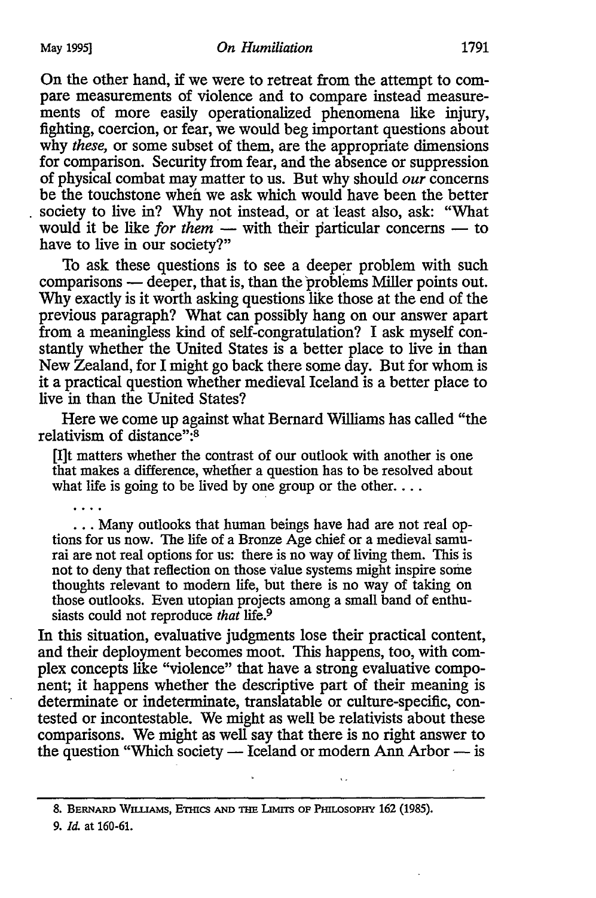On the other hand, if we were to retreat from the attempt to compare measurements of violence and to compare instead measurements of more easily operationalized phenomena like injury, fighting, coercion, or fear, we would beg important questions about why *these*, or some subset of them, are the appropriate dimensions for comparison. Security from fear, and the absence or suppression of physical combat may matter to us. But why should *our* concerns be the touchstone when we ask which would have been the better society to live in? Why not instead, or at least also, ask: "What would it be like *for them* — with their particular concerns — to have to live in our society?"

To ask these questions is to see a deeper problem with such comparisons — deeper, that is, than the problems Miller points out. Why exactly is it worth asking questions like those at the end of the previous paragraph? What can possibly hang on our answer apart from a meaningless kind of self-congratulation? I ask myself constantly whether the United States is a better place to live in than New Zealand, for I might go back there some day. But for whom is it a practical question whether medieval Iceland is a better place to live in than the United States?

Here we come up against what Bernard Williams has called "the relativism of distance":[8]

> [I]t matters whether the contrast of our outlook with another is one that makes a difference, whether a question has to be resolved about what life is going to be lived by one group or the other. . . .
>
> . . . .
>
> . . . Many outlooks that human beings have had are not real options for us now. The life of a Bronze Age chief or a medieval samurai are not real options for us: there is no way of living them. This is not to deny that reflection on those value systems might inspire some thoughts relevant to modern life, but there is no way of taking on those outlooks. Even utopian projects among a small band of enthusiasts could not reproduce *that* life.[9]

In this situation, evaluative judgments lose their practical content, and their deployment becomes moot. This happens, too, with complex concepts like "violence" that have a strong evaluative component; it happens whether the descriptive part of their meaning is determinate or indeterminate, translatable or culture-specific, contested or incontestable. We might as well be relativists about these comparisons. We might as well say that there is no right answer to the question "Which society — Iceland or modern Ann Arbor — is

---

8. BERNARD WILLIAMS, ETHICS AND THE LIMITS OF PHILOSOPHY 162 (1985).

9. *Id.* at 160-61.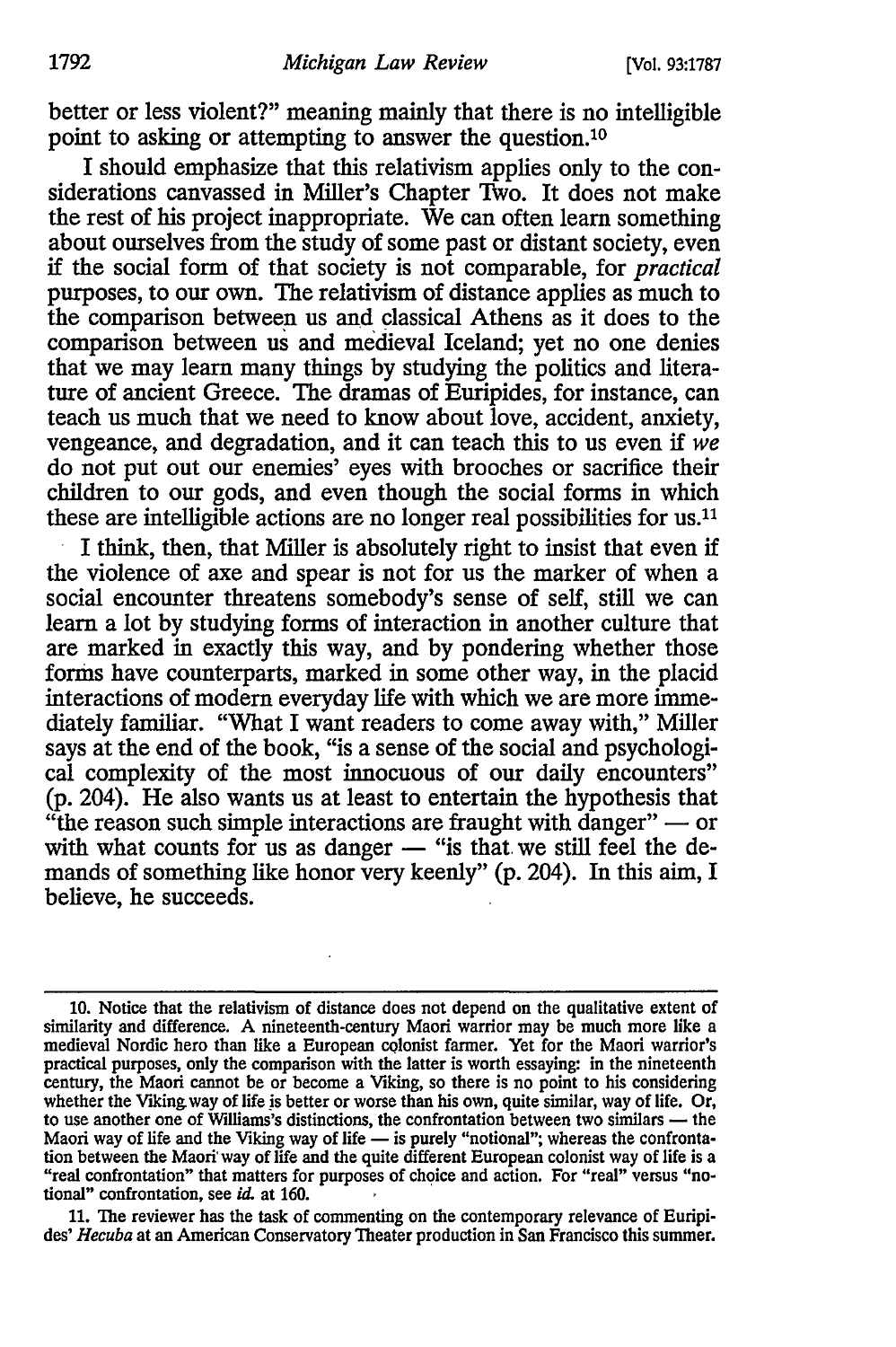better or less violent?" meaning mainly that there is no intelligible point to asking or attempting to answer the question.[10]

I should emphasize that this relativism applies only to the considerations canvassed in Miller's Chapter Two. It does not make the rest of his project inappropriate. We can often learn something about ourselves from the study of some past or distant society, even if the social form of that society is not comparable, for *practical* purposes, to our own. The relativism of distance applies as much to the comparison between us and classical Athens as it does to the comparison between us and medieval Iceland; yet no one denies that we may learn many things by studying the politics and literature of ancient Greece. The dramas of Euripides, for instance, can teach us much that we need to know about love, accident, anxiety, vengeance, and degradation, and it can teach this to us even if *we* do not put out our enemies' eyes with brooches or sacrifice their children to our gods, and even though the social forms in which these are intelligible actions are no longer real possibilities for us.[11]

I think, then, that Miller is absolutely right to insist that even if the violence of axe and spear is not for us the marker of when a social encounter threatens somebody's sense of self, still we can learn a lot by studying forms of interaction in another culture that are marked in exactly this way, and by pondering whether those forms have counterparts, marked in some other way, in the placid interactions of modern everyday life with which we are more immediately familiar. "What I want readers to come away with," Miller says at the end of the book, "is a sense of the social and psychological complexity of the most innocuous of our daily encounters" (p. 204). He also wants us at least to entertain the hypothesis that "the reason such simple interactions are fraught with danger" — or with what counts for us as danger — "is that we still feel the demands of something like honor very keenly" (p. 204). In this aim, I believe, he succeeds.

---

10. Notice that the relativism of distance does not depend on the qualitative extent of similarity and difference. A nineteenth-century Maori warrior may be much more like a medieval Nordic hero than like a European colonist farmer. Yet for the Maori warrior's practical purposes, only the comparison with the latter is worth essaying: in the nineteenth century, the Maori cannot be or become a Viking, so there is no point to his considering whether the Viking way of life is better or worse than his own, quite similar, way of life. Or, to use another one of Williams's distinctions, the confrontation between two similars — the Maori way of life and the Viking way of life — is purely "notional"; whereas the confrontation between the Maori way of life and the quite different European colonist way of life is a "real confrontation" that matters for purposes of choice and action. For "real" versus "notional" confrontation, see *id.* at 160.

11. The reviewer has the task of commenting on the contemporary relevance of Euripides' *Hecuba* at an American Conservatory Theater production in San Francisco this summer.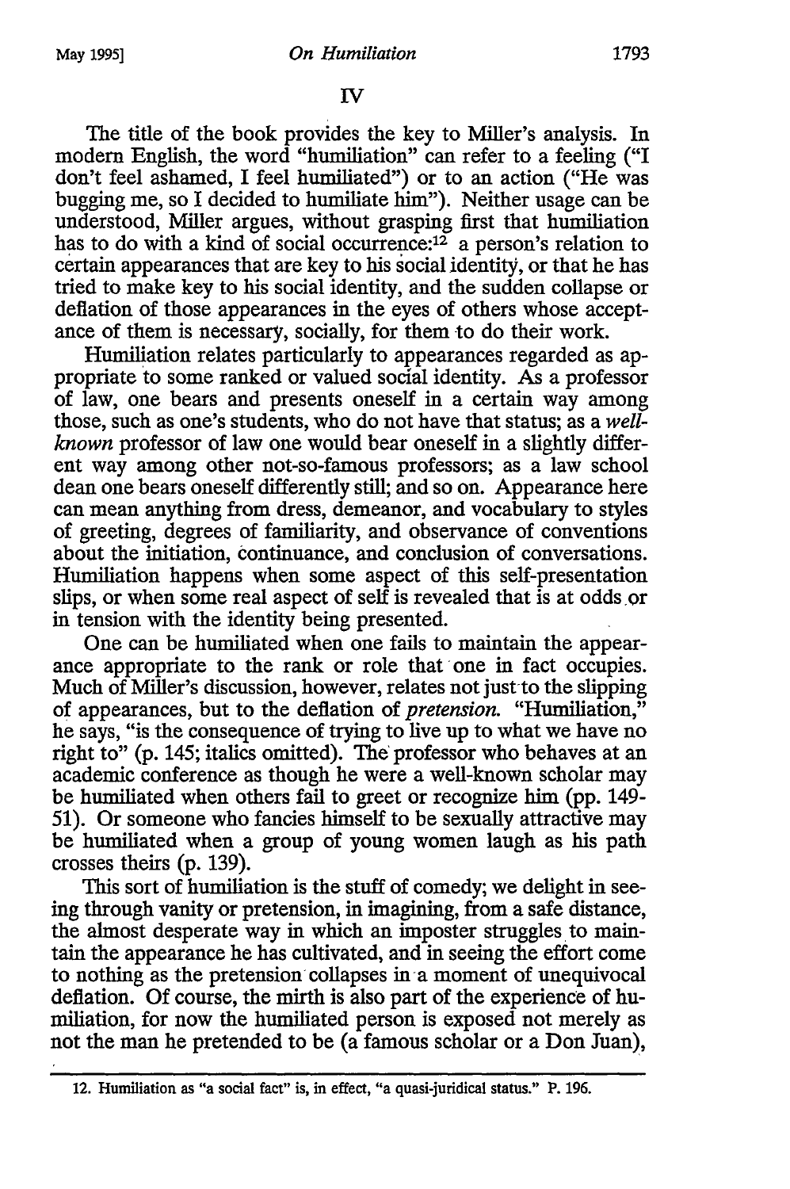## IV

The title of the book provides the key to Miller's analysis. In modern English, the word "humiliation" can refer to a feeling ("I don't feel ashamed, I feel humiliated") or to an action ("He was bugging me, so I decided to humiliate him"). Neither usage can be understood, Miller argues, without grasping first that humiliation has to do with a kind of social occurrence:[12] a person's relation to certain appearances that are key to his social identity, or that he has tried to make key to his social identity, and the sudden collapse or deflation of those appearances in the eyes of others whose acceptance of them is necessary, socially, for them to do their work.

Humiliation relates particularly to appearances regarded as appropriate to some ranked or valued social identity. As a professor of law, one bears and presents oneself in a certain way among those, such as one's students, who do not have that status; as a *well-known* professor of law one would bear oneself in a slightly different way among other not-so-famous professors; as a law school dean one bears oneself differently still; and so on. Appearance here can mean anything from dress, demeanor, and vocabulary to styles of greeting, degrees of familiarity, and observance of conventions about the initiation, continuance, and conclusion of conversations. Humiliation happens when some aspect of this self-presentation slips, or when some real aspect of self is revealed that is at odds or in tension with the identity being presented.

One can be humiliated when one fails to maintain the appearance appropriate to the rank or role that one in fact occupies. Much of Miller's discussion, however, relates not just to the slipping of appearances, but to the deflation of *pretension*. "Humiliation," he says, "is the consequence of trying to live up to what we have no right to" (p. 145; italics omitted). The professor who behaves at an academic conference as though he were a well-known scholar may be humiliated when others fail to greet or recognize him (pp. 149-51). Or someone who fancies himself to be sexually attractive may be humiliated when a group of young women laugh as his path crosses theirs (p. 139).

This sort of humiliation is the stuff of comedy; we delight in seeing through vanity or pretension, in imagining, from a safe distance, the almost desperate way in which an imposter struggles to maintain the appearance he has cultivated, and in seeing the effort come to nothing as the pretension collapses in a moment of unequivocal deflation. Of course, the mirth is also part of the experience of humiliation, for now the humiliated person is exposed not merely as not the man he pretended to be (a famous scholar or a Don Juan),

12. Humiliation as "a social fact" is, in effect, "a quasi-juridical status." P. 196.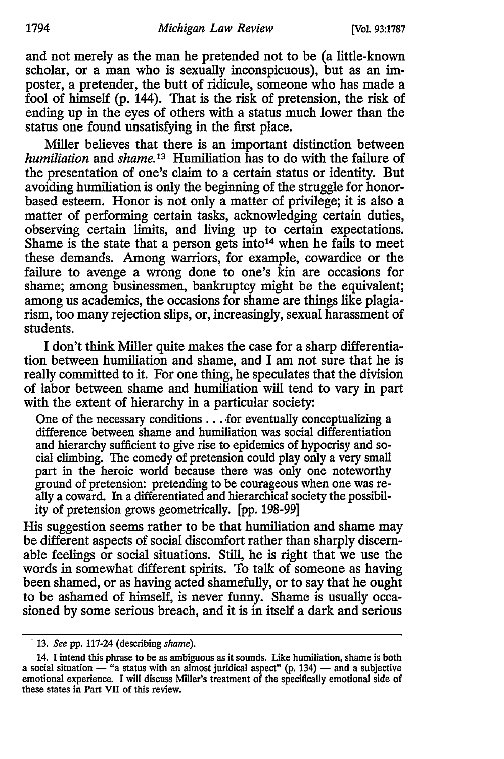and not merely as the man he pretended not to be (a little-known scholar, or a man who is sexually inconspicuous), but as an imposter, a pretender, the butt of ridicule, someone who has made a fool of himself (p. 144). That is the risk of pretension, the risk of ending up in the eyes of others with a status much lower than the status one found unsatisfying in the first place.

Miller believes that there is an important distinction between *humiliation* and *shame*.[13] Humiliation has to do with the failure of the presentation of one's claim to a certain status or identity. But avoiding humiliation is only the beginning of the struggle for honor-based esteem. Honor is not only a matter of privilege; it is also a matter of performing certain tasks, acknowledging certain duties, observing certain limits, and living up to certain expectations. Shame is the state that a person gets into[14] when he fails to meet these demands. Among warriors, for example, cowardice or the failure to avenge a wrong done to one's kin are occasions for shame; among businessmen, bankruptcy might be the equivalent; among us academics, the occasions for shame are things like plagiarism, too many rejection slips, or, increasingly, sexual harassment of students.

I don't think Miller quite makes the case for a sharp differentiation between humiliation and shame, and I am not sure that he is really committed to it. For one thing, he speculates that the division of labor between shame and humiliation will tend to vary in part with the extent of hierarchy in a particular society:

> One of the necessary conditions . . . for eventually conceptualizing a difference between shame and humiliation was social differentiation and hierarchy sufficient to give rise to epidemics of hypocrisy and social climbing. The comedy of pretension could play only a very small part in the heroic world because there was only one noteworthy ground of pretension: pretending to be courageous when one was really a coward. In a differentiated and hierarchical society the possibility of pretension grows geometrically. [pp. 198-99]

His suggestion seems rather to be that humiliation and shame may be different aspects of social discomfort rather than sharply discernable feelings or social situations. Still, he is right that we use the words in somewhat different spirits. To talk of someone as having been shamed, or as having acted shamefully, or to say that he ought to be ashamed of himself, is never funny. Shame is usually occasioned by some serious breach, and it is in itself a dark and serious

---

13. *See* pp. 117-24 (describing *shame*).

14. I intend this phrase to be as ambiguous as it sounds. Like humiliation, shame is both a social situation — "a status with an almost juridical aspect" (p. 134) — and a subjective emotional experience. I will discuss Miller's treatment of the specifically emotional side of these states in Part VII of this review.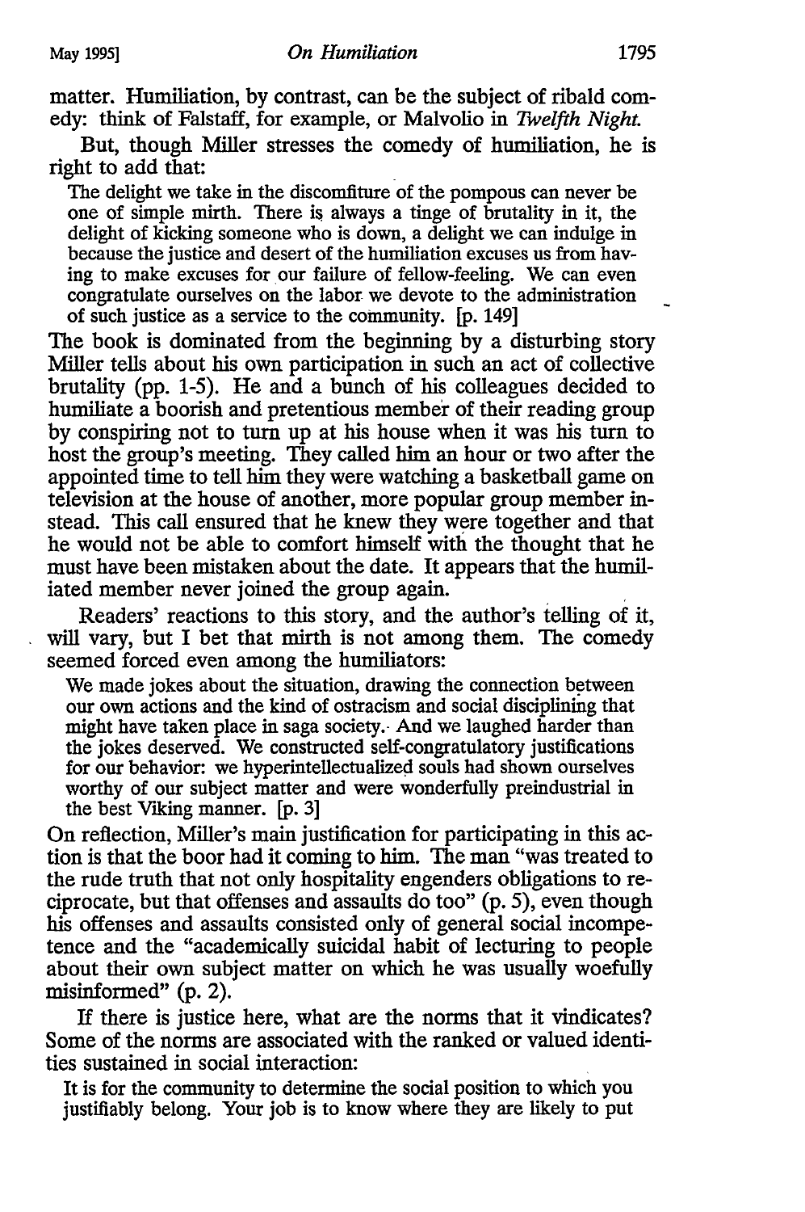matter. Humiliation, by contrast, can be the subject of ribald comedy: think of Falstaff, for example, or Malvolio in *Twelfth Night.*

But, though Miller stresses the comedy of humiliation, he is right to add that:

> The delight we take in the discomfiture of the pompous can never be one of simple mirth. There is always a tinge of brutality in it, the delight of kicking someone who is down, a delight we can indulge in because the justice and desert of the humiliation excuses us from having to make excuses for our failure of fellow-feeling. We can even congratulate ourselves on the labor we devote to the administration of such justice as a service to the community. [p. 149]

The book is dominated from the beginning by a disturbing story Miller tells about his own participation in such an act of collective brutality (pp. 1-5). He and a bunch of his colleagues decided to humiliate a boorish and pretentious member of their reading group by conspiring not to turn up at his house when it was his turn to host the group's meeting. They called him an hour or two after the appointed time to tell him they were watching a basketball game on television at the house of another, more popular group member instead. This call ensured that he knew they were together and that he would not be able to comfort himself with the thought that he must have been mistaken about the date. It appears that the humiliated member never joined the group again.

Readers' reactions to this story, and the author's telling of it, will vary, but I bet that mirth is not among them. The comedy seemed forced even among the humiliators:

> We made jokes about the situation, drawing the connection between our own actions and the kind of ostracism and social disciplining that might have taken place in saga society. And we laughed harder than the jokes deserved. We constructed self-congratulatory justifications for our behavior: we hyperintellectualized souls had shown ourselves worthy of our subject matter and were wonderfully preindustrial in the best Viking manner. [p. 3]

On reflection, Miller's main justification for participating in this action is that the boor had it coming to him. The man "was treated to the rude truth that not only hospitality engenders obligations to reciprocate, but that offenses and assaults do too" (p. 5), even though his offenses and assaults consisted only of general social incompetence and the "academically suicidal habit of lecturing to people about their own subject matter on which he was usually woefully misinformed" (p. 2).

If there is justice here, what are the norms that it vindicates? Some of the norms are associated with the ranked or valued identities sustained in social interaction:

> It is for the community to determine the social position to which you justifiably belong. Your job is to know where they are likely to put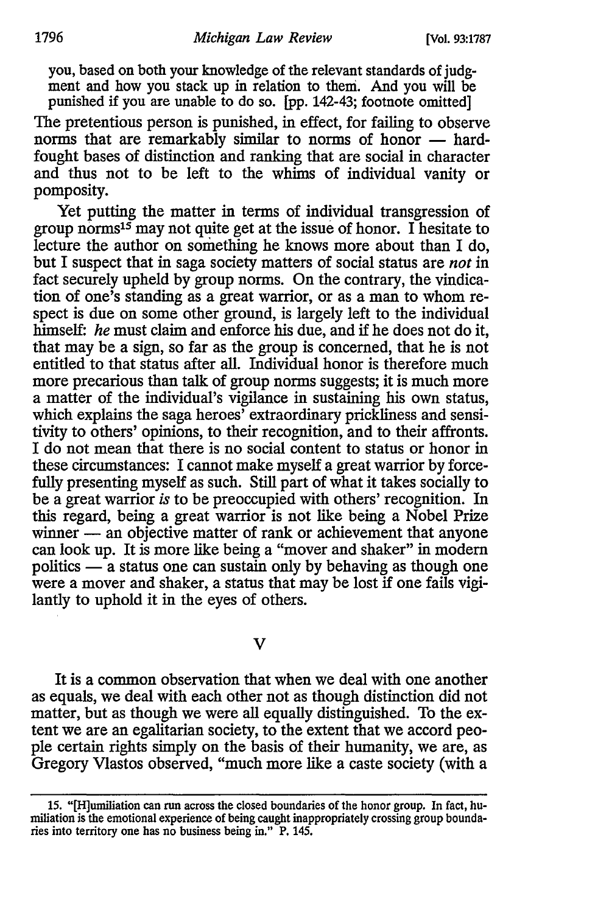you, based on both your knowledge of the relevant standards of judgment and how you stack up in relation to them. And you will be punished if you are unable to do so. [pp. 142-43; footnote omitted]

The pretentious person is punished, in effect, for failing to observe norms that are remarkably similar to norms of honor — hard-fought bases of distinction and ranking that are social in character and thus not to be left to the whims of individual vanity or pomposity.

Yet putting the matter in terms of individual transgression of group norms[15] may not quite get at the issue of honor. I hesitate to lecture the author on something he knows more about than I do, but I suspect that in saga society matters of social status are *not* in fact securely upheld by group norms. On the contrary, the vindication of one's standing as a great warrior, or as a man to whom respect is due on some other ground, is largely left to the individual himself: *he* must claim and enforce his due, and if he does not do it, that may be a sign, so far as the group is concerned, that he is not entitled to that status after all. Individual honor is therefore much more precarious than talk of group norms suggests; it is much more a matter of the individual's vigilance in sustaining his own status, which explains the saga heroes' extraordinary prickliness and sensitivity to others' opinions, to their recognition, and to their affronts. I do not mean that there is no social content to status or honor in these circumstances: I cannot make myself a great warrior by forcefully presenting myself as such. Still part of what it takes socially to be a great warrior *is* to be preoccupied with others' recognition. In this regard, being a great warrior is not like being a Nobel Prize winner — an objective matter of rank or achievement that anyone can look up. It is more like being a "mover and shaker" in modern politics — a status one can sustain only by behaving as though one were a mover and shaker, a status that may be lost if one fails vigilantly to uphold it in the eyes of others.

## V

It is a common observation that when we deal with one another as equals, we deal with each other not as though distinction did not matter, but as though we were all equally distinguished. To the extent we are an egalitarian society, to the extent that we accord people certain rights simply on the basis of their humanity, we are, as Gregory Vlastos observed, "much more like a caste society (with a

15. "[H]umiliation can run across the closed boundaries of the honor group. In fact, humiliation is the emotional experience of being caught inappropriately crossing group boundaries into territory one has no business being in." P. 145.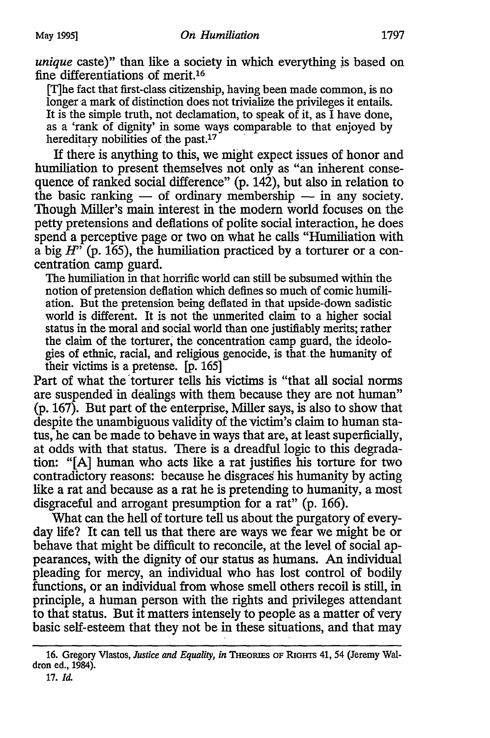*unique* caste)" than like a society in which everything is based on fine differentiations of merit.[16]

> [T]he fact that first-class citizenship, having been made common, is no longer a mark of distinction does not trivialize the privileges it entails. It is the simple truth, not declamation, to speak of it, as I have done, as a 'rank of dignity' in some ways comparable to that enjoyed by hereditary nobilities of the past.[17]

If there is anything to this, we might expect issues of honor and humiliation to present themselves not only as "an inherent consequence of ranked social difference" (p. 142), but also in relation to the basic ranking — of ordinary membership — in any society. Though Miller's main interest in the modern world focuses on the petty pretensions and deflations of polite social interaction, he does spend a perceptive page or two on what he calls "Humiliation with a big *H*" (p. 165), the humiliation practiced by a torturer or a concentration camp guard.

> The humiliation in that horrific world can still be subsumed within the notion of pretension deflation which defines so much of comic humiliation. But the pretension being deflated in that upside-down sadistic world is different. It is not the unmerited claim to a higher social status in the moral and social world than one justifiably merits; rather the claim of the torturer, the concentration camp guard, the ideologies of ethnic, racial, and religious genocide, is that the humanity of their victims is a pretense. [p. 165]

Part of what the torturer tells his victims is "that all social norms are suspended in dealings with them because they are not human" (p. 167). But part of the enterprise, Miller says, is also to show that despite the unambiguous validity of the victim's claim to human status, he can be made to behave in ways that are, at least superficially, at odds with that status. There is a dreadful logic to this degradation: "[A] human who acts like a rat justifies his torture for two contradictory reasons: because he disgraces his humanity by acting like a rat and because as a rat he is pretending to humanity, a most disgraceful and arrogant presumption for a rat" (p. 166).

What can the hell of torture tell us about the purgatory of everyday life? It can tell us that there are ways we fear we might be or behave that might be difficult to reconcile, at the level of social appearances, with the dignity of our status as humans. An individual pleading for mercy, an individual who has lost control of bodily functions, or an individual from whose smell others recoil is still, in principle, a human person with the rights and privileges attendant to that status. But it matters intensely to people as a matter of very basic self-esteem that they not be in these situations, and that may

---

16. Gregory Vlastos, *Justice and Equality*, *in* THEORIES OF RIGHTS 41, 54 (Jeremy Waldron ed., 1984).

17. *Id.*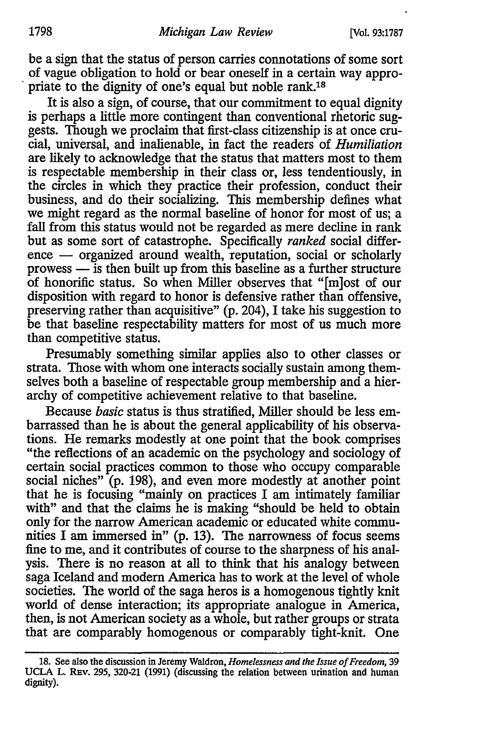be a sign that the status of person carries connotations of some sort of vague obligation to hold or bear oneself in a certain way appropriate to the dignity of one's equal but noble rank.[18]

It is also a sign, of course, that our commitment to equal dignity is perhaps a little more contingent than conventional rhetoric suggests. Though we proclaim that first-class citizenship is at once crucial, universal, and inalienable, in fact the readers of *Humiliation* are likely to acknowledge that the status that matters most to them is respectable membership in their class or, less tendentiously, in the circles in which they practice their profession, conduct their business, and do their socializing. This membership defines what we might regard as the normal baseline of honor for most of us; a fall from this status would not be regarded as mere decline in rank but as some sort of catastrophe. Specifically *ranked* social difference — organized around wealth, reputation, social or scholarly prowess — is then built up from this baseline as a further structure of honorific status. So when Miller observes that "[m]ost of our disposition with regard to honor is defensive rather than offensive, preserving rather than acquisitive" (p. 204), I take his suggestion to be that baseline respectability matters for most of us much more than competitive status.

Presumably something similar applies also to other classes or strata. Those with whom one interacts socially sustain among themselves both a baseline of respectable group membership and a hierarchy of competitive achievement relative to that baseline.

Because *basic* status is thus stratified, Miller should be less embarrassed than he is about the general applicability of his observations. He remarks modestly at one point that the book comprises "the reflections of an academic on the psychology and sociology of certain social practices common to those who occupy comparable social niches" (p. 198), and even more modestly at another point that he is focusing "mainly on practices I am intimately familiar with" and that the claims he is making "should be held to obtain only for the narrow American academic or educated white communities I am immersed in" (p. 13). The narrowness of focus seems fine to me, and it contributes of course to the sharpness of his analysis. There is no reason at all to think that his analogy between saga Iceland and modern America has to work at the level of whole societies. The world of the saga heros is a homogenous tightly knit world of dense interaction; its appropriate analogue in America, then, is not American society as a whole, but rather groups or strata that are comparably homogenous or comparably tight-knit. One

---

18. See also the discussion in Jeremy Waldron, *Homelessness and the Issue of Freedom*, 39 UCLA L. REV. 295, 320-21 (1991) (discussing the relation between urination and human dignity).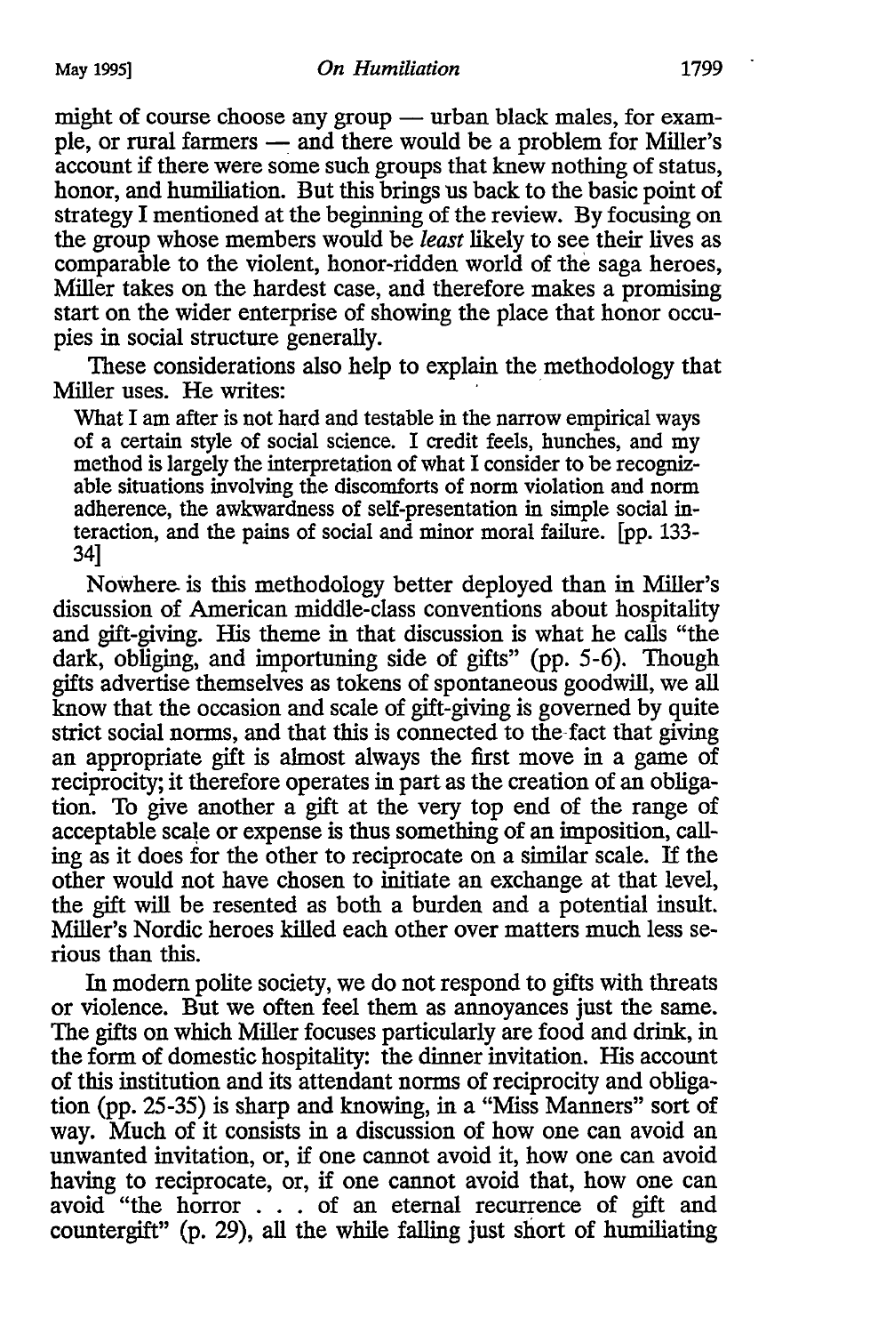might of course choose any group — urban black males, for example, or rural farmers — and there would be a problem for Miller's account if there were some such groups that knew nothing of status, honor, and humiliation. But this brings us back to the basic point of strategy I mentioned at the beginning of the review. By focusing on the group whose members would be *least* likely to see their lives as comparable to the violent, honor-ridden world of the saga heroes, Miller takes on the hardest case, and therefore makes a promising start on the wider enterprise of showing the place that honor occupies in social structure generally.

These considerations also help to explain the methodology that Miller uses. He writes:

> What I am after is not hard and testable in the narrow empirical ways of a certain style of social science. I credit feels, hunches, and my method is largely the interpretation of what I consider to be recognizable situations involving the discomforts of norm violation and norm adherence, the awkwardness of self-presentation in simple social interaction, and the pains of social and minor moral failure. [pp. 133-34]

Nowhere is this methodology better deployed than in Miller's discussion of American middle-class conventions about hospitality and gift-giving. His theme in that discussion is what he calls "the dark, obliging, and importuning side of gifts" (pp. 5-6). Though gifts advertise themselves as tokens of spontaneous goodwill, we all know that the occasion and scale of gift-giving is governed by quite strict social norms, and that this is connected to the fact that giving an appropriate gift is almost always the first move in a game of reciprocity; it therefore operates in part as the creation of an obligation. To give another a gift at the very top end of the range of acceptable scale or expense is thus something of an imposition, calling as it does for the other to reciprocate on a similar scale. If the other would not have chosen to initiate an exchange at that level, the gift will be resented as both a burden and a potential insult. Miller's Nordic heroes killed each other over matters much less serious than this.

In modern polite society, we do not respond to gifts with threats or violence. But we often feel them as annoyances just the same. The gifts on which Miller focuses particularly are food and drink, in the form of domestic hospitality: the dinner invitation. His account of this institution and its attendant norms of reciprocity and obligation (pp. 25-35) is sharp and knowing, in a "Miss Manners" sort of way. Much of it consists in a discussion of how one can avoid an unwanted invitation, or, if one cannot avoid it, how one can avoid having to reciprocate, or, if one cannot avoid that, how one can avoid "the horror . . . of an eternal recurrence of gift and countergift" (p. 29), all the while falling just short of humiliating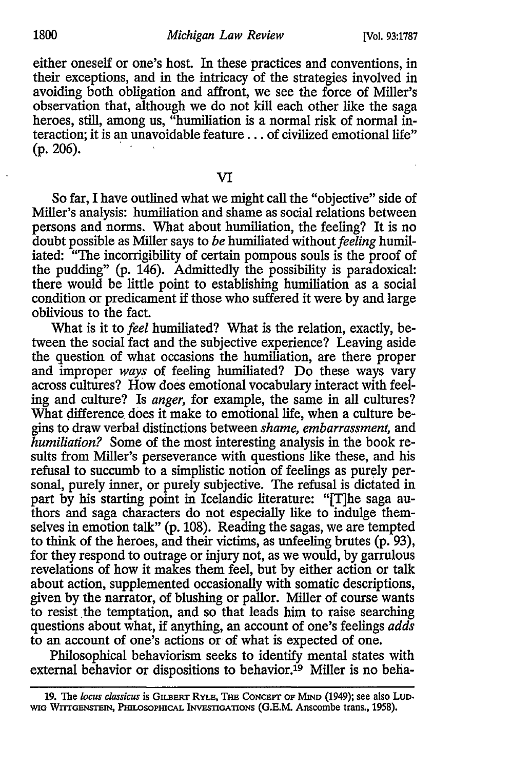either oneself or one's host. In these practices and conventions, in their exceptions, and in the intricacy of the strategies involved in avoiding both obligation and affront, we see the force of Miller's observation that, although we do not kill each other like the saga heroes, still, among us, "humiliation is a normal risk of normal interaction; it is an unavoidable feature . . . of civilized emotional life" (p. 206).

## VI

So far, I have outlined what we might call the "objective" side of Miller's analysis: humiliation and shame as social relations between persons and norms. What about humiliation, the feeling? It is no doubt possible as Miller says to *be* humiliated without *feeling* humiliated: "The incorrigibility of certain pompous souls is the proof of the pudding" (p. 146). Admittedly the possibility is paradoxical: there would be little point to establishing humiliation as a social condition or predicament if those who suffered it were by and large oblivious to the fact.

What is it to *feel* humiliated? What is the relation, exactly, between the social fact and the subjective experience? Leaving aside the question of what occasions the humiliation, are there proper and improper *ways* of feeling humiliated? Do these ways vary across cultures? How does emotional vocabulary interact with feeling and culture? Is *anger*, for example, the same in all cultures? What difference does it make to emotional life, when a culture begins to draw verbal distinctions between *shame, embarrassment,* and *humiliation?* Some of the most interesting analysis in the book results from Miller's perseverance with questions like these, and his refusal to succumb to a simplistic notion of feelings as purely personal, purely inner, or purely subjective. The refusal is dictated in part by his starting point in Icelandic literature: "[T]he saga authors and saga characters do not especially like to indulge themselves in emotion talk" (p. 108). Reading the sagas, we are tempted to think of the heroes, and their victims, as unfeeling brutes (p. 93), for they respond to outrage or injury not, as we would, by garrulous revelations of how it makes them feel, but by either action or talk about action, supplemented occasionally with somatic descriptions, given by the narrator, of blushing or pallor. Miller of course wants to resist the temptation, and so that leads him to raise searching questions about what, if anything, an account of one's feelings *adds* to an account of one's actions or of what is expected of one.

Philosophical behaviorism seeks to identify mental states with external behavior or dispositions to behavior.[19] Miller is no beha-

---

19. The *locus classicus* is GILBERT RYLE, THE CONCEPT OF MIND (1949); see also LUDWIG WITTGENSTEIN, PHILOSOPHICAL INVESTIGATIONS (G.E.M. Anscombe trans., 1958).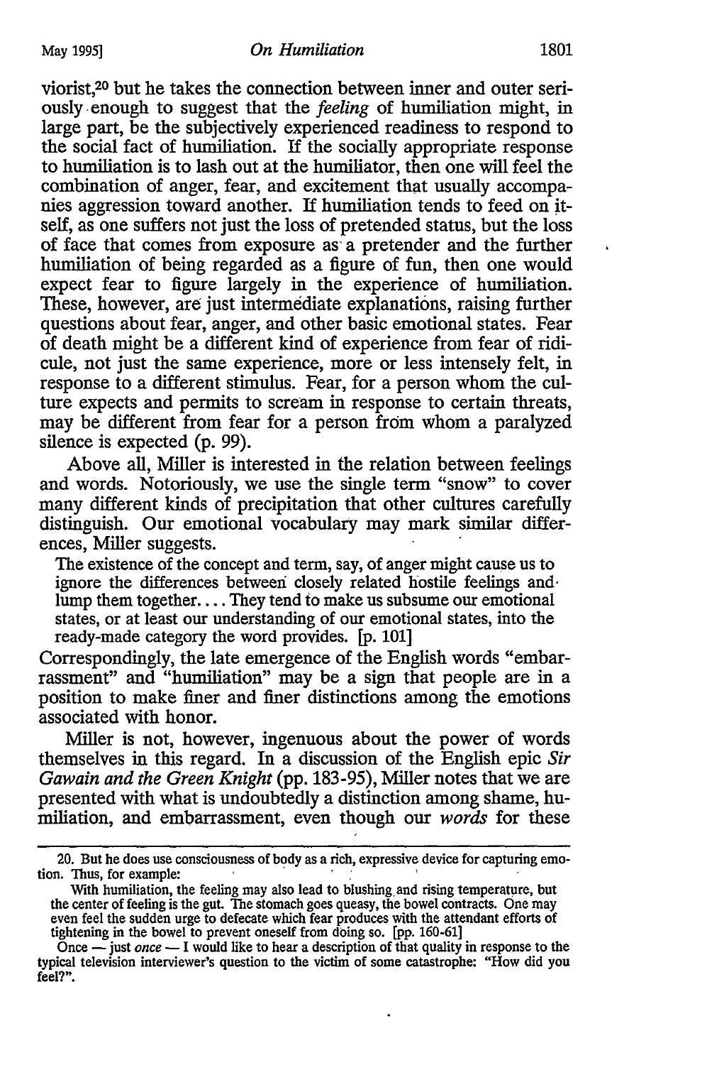viorist,[20] but he takes the connection between inner and outer seriously enough to suggest that the *feeling* of humiliation might, in large part, be the subjectively experienced readiness to respond to the social fact of humiliation. If the socially appropriate response to humiliation is to lash out at the humiliator, then one will feel the combination of anger, fear, and excitement that usually accompanies aggression toward another. If humiliation tends to feed on itself, as one suffers not just the loss of pretended status, but the loss of face that comes from exposure as a pretender and the further humiliation of being regarded as a figure of fun, then one would expect fear to figure largely in the experience of humiliation. These, however, are just intermediate explanations, raising further questions about fear, anger, and other basic emotional states. Fear of death might be a different kind of experience from fear of ridicule, not just the same experience, more or less intensely felt, in response to a different stimulus. Fear, for a person whom the culture expects and permits to scream in response to certain threats, may be different from fear for a person from whom a paralyzed silence is expected (p. 99).

Above all, Miller is interested in the relation between feelings and words. Notoriously, we use the single term "snow" to cover many different kinds of precipitation that other cultures carefully distinguish. Our emotional vocabulary may mark similar differences, Miller suggests.

> The existence of the concept and term, say, of anger might cause us to ignore the differences between closely related hostile feelings and lump them together.... They tend to make us subsume our emotional states, or at least our understanding of our emotional states, into the ready-made category the word provides. [p. 101]

Correspondingly, the late emergence of the English words "embarrassment" and "humiliation" may be a sign that people are in a position to make finer and finer distinctions among the emotions associated with honor.

Miller is not, however, ingenuous about the power of words themselves in this regard. In a discussion of the English epic *Sir Gawain and the Green Knight* (pp. 183-95), Miller notes that we are presented with what is undoubtedly a distinction among shame, humiliation, and embarrassment, even though our *words* for these

---

20. But he does use consciousness of body as a rich, expressive device for capturing emotion. Thus, for example:

> With humiliation, the feeling may also lead to blushing and rising temperature, but the center of feeling is the gut. The stomach goes queasy, the bowel contracts. One may even feel the sudden urge to defecate which fear produces with the attendant efforts of tightening in the bowel to prevent oneself from doing so. [pp. 160-61]

Once — just *once* — I would like to hear a description of that quality in response to the typical television interviewer's question to the victim of some catastrophe: "How did you feel?".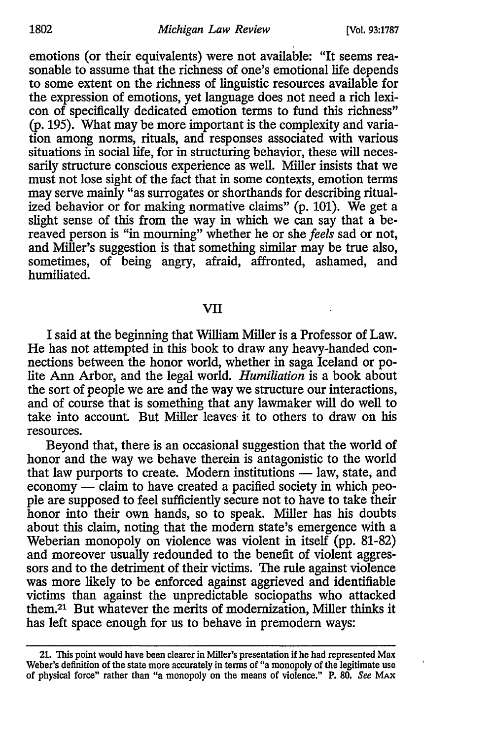emotions (or their equivalents) were not available: "It seems reasonable to assume that the richness of one's emotional life depends to some extent on the richness of linguistic resources available for the expression of emotions, yet language does not need a rich lexicon of specifically dedicated emotion terms to fund this richness" (p. 195). What may be more important is the complexity and variation among norms, rituals, and responses associated with various situations in social life, for in structuring behavior, these will necessarily structure conscious experience as well. Miller insists that we must not lose sight of the fact that in some contexts, emotion terms may serve mainly "as surrogates or shorthands for describing ritualized behavior or for making normative claims" (p. 101). We get a slight sense of this from the way in which we can say that a bereaved person is "in mourning" whether he or she *feels* sad or not, and Miller's suggestion is that something similar may be true also, sometimes, of being angry, afraid, affronted, ashamed, and humiliated.

## VII

I said at the beginning that William Miller is a Professor of Law. He has not attempted in this book to draw any heavy-handed connections between the honor world, whether in saga Iceland or polite Ann Arbor, and the legal world. *Humiliation* is a book about the sort of people we are and the way we structure our interactions, and of course that is something that any lawmaker will do well to take into account. But Miller leaves it to others to draw on his resources.

Beyond that, there is an occasional suggestion that the world of honor and the way we behave therein is antagonistic to the world that law purports to create. Modern institutions — law, state, and economy — claim to have created a pacified society in which people are supposed to feel sufficiently secure not to have to take their honor into their own hands, so to speak. Miller has his doubts about this claim, noting that the modern state's emergence with a Weberian monopoly on violence was violent in itself (pp. 81-82) and moreover usually redounded to the benefit of violent aggressors and to the detriment of their victims. The rule against violence was more likely to be enforced against aggrieved and identifiable victims than against the unpredictable sociopaths who attacked them.[21] But whatever the merits of modernization, Miller thinks it has left space enough for us to behave in premodern ways:

---

21. This point would have been clearer in Miller's presentation if he had represented Max Weber's definition of the state more accurately in terms of "a monopoly of the legitimate use of physical force" rather than "a monopoly on the means of violence." P. 80. *See* MAX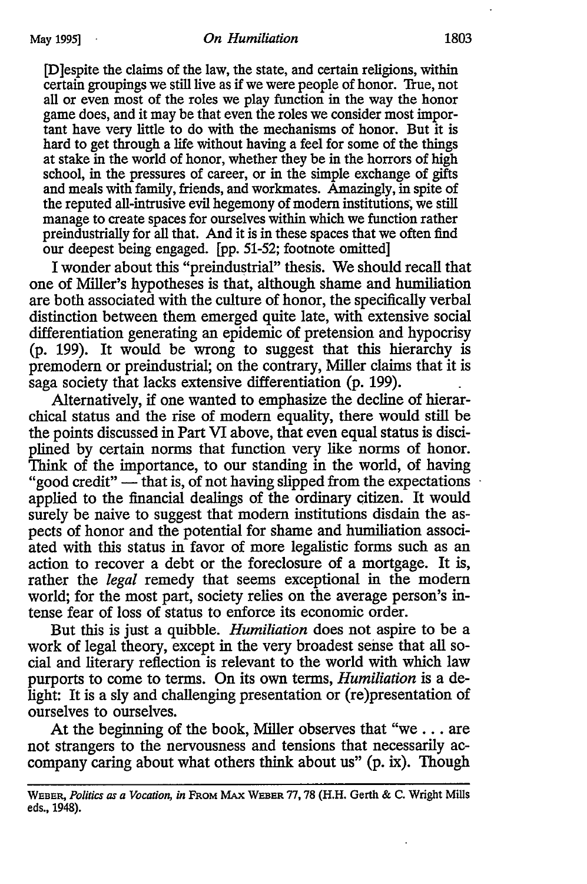> [D]espite the claims of the law, the state, and certain religions, within certain groupings we still live as if we were people of honor. True, not all or even most of the roles we play function in the way the honor game does, and it may be that even the roles we consider most important have very little to do with the mechanisms of honor. But it is hard to get through a life without having a feel for some of the things at stake in the world of honor, whether they be in the horrors of high school, in the pressures of career, or in the simple exchange of gifts and meals with family, friends, and workmates. Amazingly, in spite of the reputed all-intrusive evil hegemony of modern institutions, we still manage to create spaces for ourselves within which we function rather preindustrially for all that. And it is in these spaces that we often find our deepest being engaged. [pp. 51-52; footnote omitted]

I wonder about this "preindustrial" thesis. We should recall that one of Miller's hypotheses is that, although shame and humiliation are both associated with the culture of honor, the specifically verbal distinction between them emerged quite late, with extensive social differentiation generating an epidemic of pretension and hypocrisy (p. 199). It would be wrong to suggest that this hierarchy is premodern or preindustrial; on the contrary, Miller claims that it is saga society that lacks extensive differentiation (p. 199).

Alternatively, if one wanted to emphasize the decline of hierarchical status and the rise of modern equality, there would still be the points discussed in Part VI above, that even equal status is disciplined by certain norms that function very like norms of honor. Think of the importance, to our standing in the world, of having "good credit" — that is, of not having slipped from the expectations applied to the financial dealings of the ordinary citizen. It would surely be naive to suggest that modern institutions disdain the aspects of honor and the potential for shame and humiliation associated with this status in favor of more legalistic forms such as an action to recover a debt or the foreclosure of a mortgage. It is, rather the *legal* remedy that seems exceptional in the modern world; for the most part, society relies on the average person's intense fear of loss of status to enforce its economic order.

But this is just a quibble. *Humiliation* does not aspire to be a work of legal theory, except in the very broadest sense that all social and literary reflection is relevant to the world with which law purports to come to terms. On its own terms, *Humiliation* is a delight: It is a sly and challenging presentation or (re)presentation of ourselves to ourselves.

At the beginning of the book, Miller observes that "we . . . are not strangers to the nervousness and tensions that necessarily accompany caring about what others think about us" (p. ix). Though

---

WEBER, *Politics as a Vocation, in* FROM MAX WEBER 77, 78 (H.H. Gerth & C. Wright Mills eds., 1948).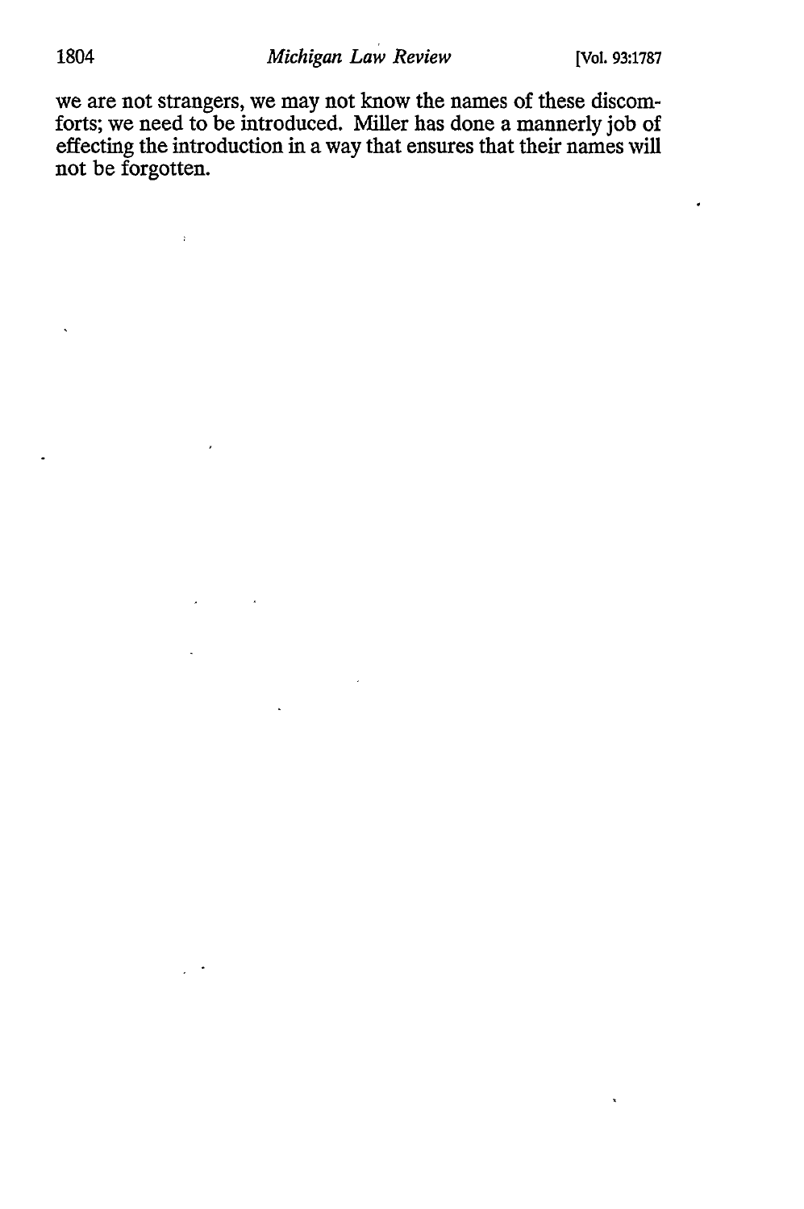we are not strangers, we may not know the names of these discomforts; we need to be introduced. Miller has done a mannerly job of effecting the introduction in a way that ensures that their names will not be forgotten.